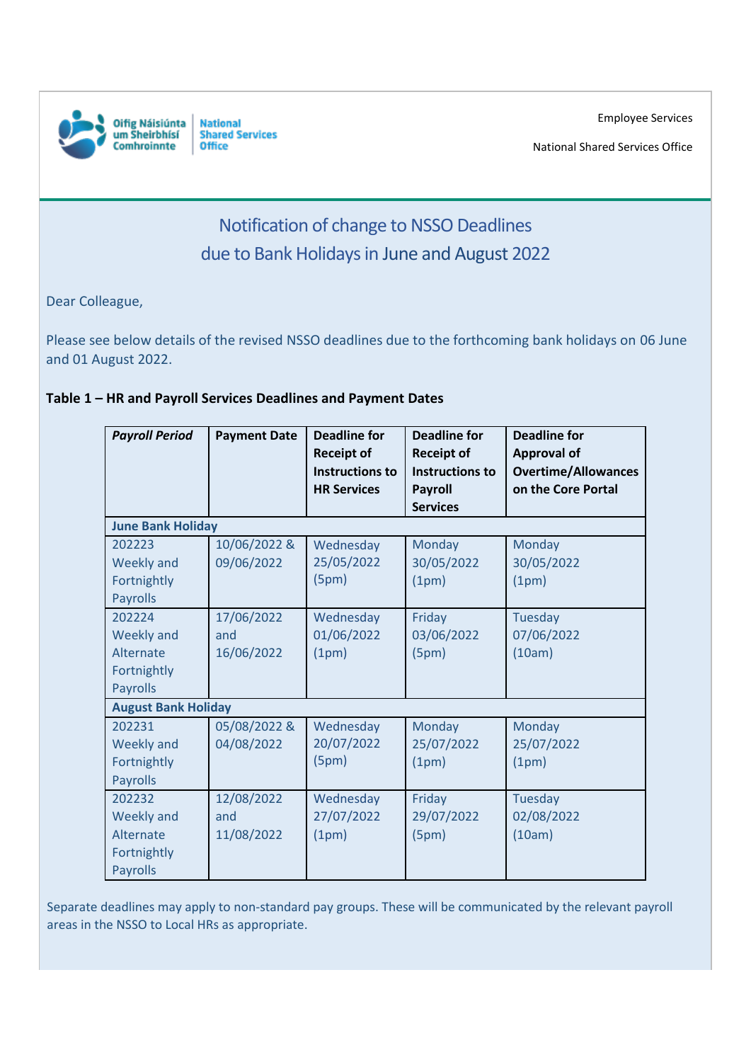Oifig Náisiúnta um Sheirbhísí Comhroinnte | National Shared Services Office

Employee Services

National Shared Services Office

# Notification of change to NSSO Deadlines due to Bank Holidays in June and August 2022

Dear Colleague,

Please see below details of the revised NSSO deadlines due to the forthcoming bank holidays on 06 June and 01 August 2022.

**Table 1 – HR and Payroll Services Deadlines and Payment Dates**

| ***Payroll Period*** | **Payment Date** | **Deadline for Receipt of Instructions to HR Services** | **Deadline for Receipt of Instructions to Payroll Services** | **Deadline for Approval of Overtime/Allowances on the Core Portal** |
|---|---|---|---|---|
| **June Bank Holiday** | | | | |
| 202223 Weekly and Fortnightly Payrolls | 10/06/2022 & 09/06/2022 | Wednesday 25/05/2022 (5pm) | Monday 30/05/2022 (1pm) | Monday 30/05/2022 (1pm) |
| 202224 Weekly and Alternate Fortnightly Payrolls | 17/06/2022 and 16/06/2022 | Wednesday 01/06/2022 (1pm) | Friday 03/06/2022 (5pm) | Tuesday 07/06/2022 (10am) |
| **August Bank Holiday** | | | | |
| 202231 Weekly and Fortnightly Payrolls | 05/08/2022 & 04/08/2022 | Wednesday 20/07/2022 (5pm) | Monday 25/07/2022 (1pm) | Monday 25/07/2022 (1pm) |
| 202232 Weekly and Alternate Fortnightly Payrolls | 12/08/2022 and 11/08/2022 | Wednesday 27/07/2022 (1pm) | Friday 29/07/2022 (5pm) | Tuesday 02/08/2022 (10am) |

Separate deadlines may apply to non-standard pay groups. These will be communicated by the relevant payroll areas in the NSSO to Local HRs as appropriate.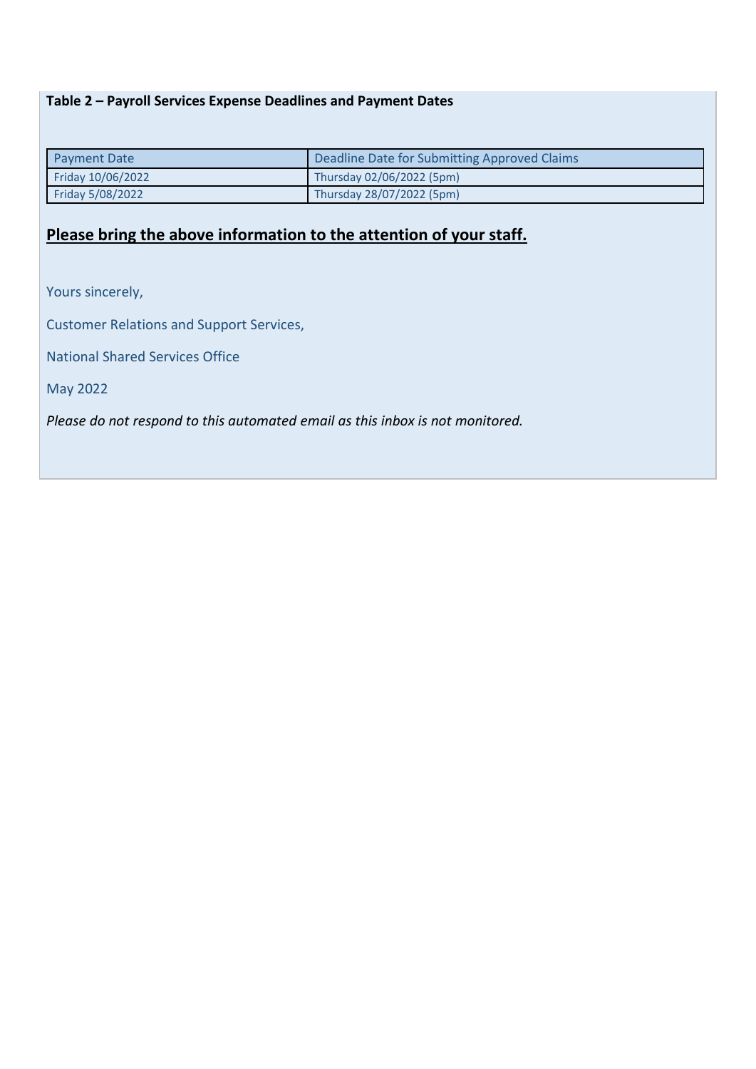**Table 2 – Payroll Services Expense Deadlines and Payment Dates**

| Payment Date | Deadline Date for Submitting Approved Claims |
|---|---|
| Friday 10/06/2022 | Thursday 02/06/2022 (5pm) |
| Friday 5/08/2022 | Thursday 28/07/2022 (5pm) |

## **<u>Please bring the above information to the attention of your staff.</u>**

Yours sincerely,

Customer Relations and Support Services,

National Shared Services Office

May 2022

*Please do not respond to this automated email as this inbox is not monitored.*